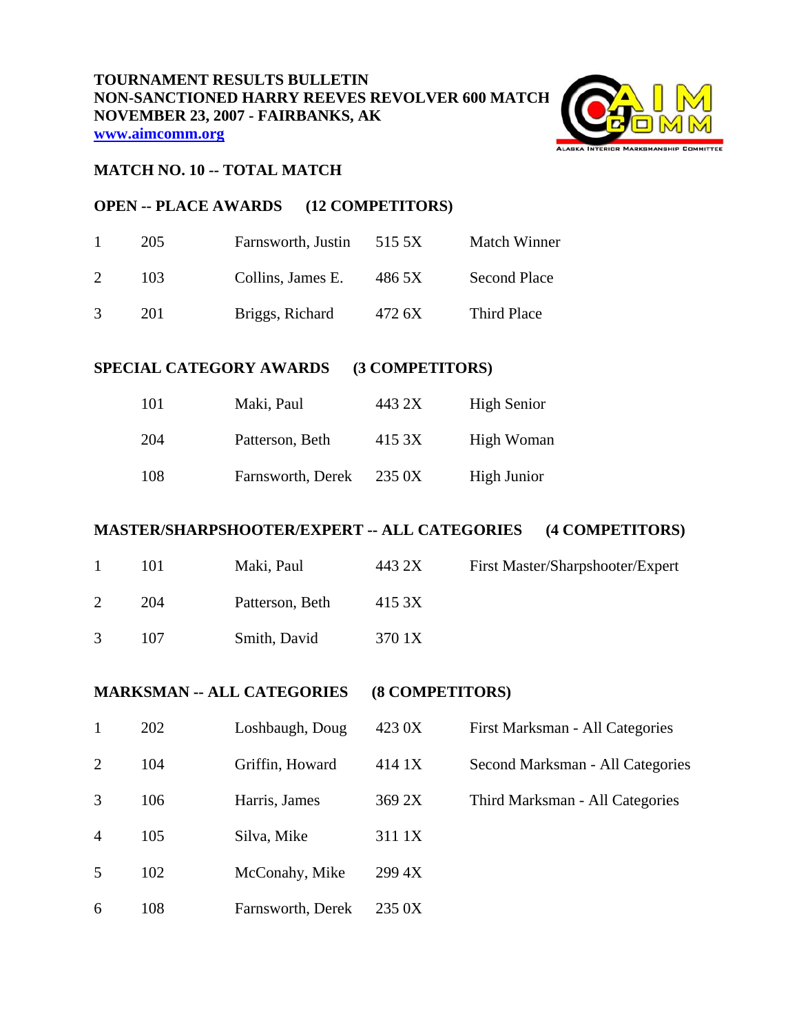**TOURNAMENT RESULTS BULLETIN**
**NON-SANCTIONED HARRY REEVES REVOLVER 600 MATCH**
**NOVEMBER 23, 2007 - FAIRBANKS, AK**
**www.aimcomm.org**

## MATCH NO. 10 -- TOTAL MATCH

### OPEN -- PLACE AWARDS (12 COMPETITORS)

| | | | | |
|---|---|---|---|---|
| 1 | 205 | Farnsworth, Justin | 515 5X | Match Winner |
| 2 | 103 | Collins, James E. | 486 5X | Second Place |
| 3 | 201 | Briggs, Richard | 472 6X | Third Place |

### SPECIAL CATEGORY AWARDS (3 COMPETITORS)

| | | | |
|---|---|---|---|
| 101 | Maki, Paul | 443 2X | High Senior |
| 204 | Patterson, Beth | 415 3X | High Woman |
| 108 | Farnsworth, Derek | 235 0X | High Junior |

### MASTER/SHARPSHOOTER/EXPERT -- ALL CATEGORIES (4 COMPETITORS)

| | | | | |
|---|---|---|---|---|
| 1 | 101 | Maki, Paul | 443 2X | First Master/Sharpshooter/Expert |
| 2 | 204 | Patterson, Beth | 415 3X | |
| 3 | 107 | Smith, David | 370 1X | |

### MARKSMAN -- ALL CATEGORIES (8 COMPETITORS)

| | | | | |
|---|---|---|---|---|
| 1 | 202 | Loshbaugh, Doug | 423 0X | First Marksman - All Categories |
| 2 | 104 | Griffin, Howard | 414 1X | Second Marksman - All Categories |
| 3 | 106 | Harris, James | 369 2X | Third Marksman - All Categories |
| 4 | 105 | Silva, Mike | 311 1X | |
| 5 | 102 | McConahy, Mike | 299 4X | |
| 6 | 108 | Farnsworth, Derek | 235 0X | |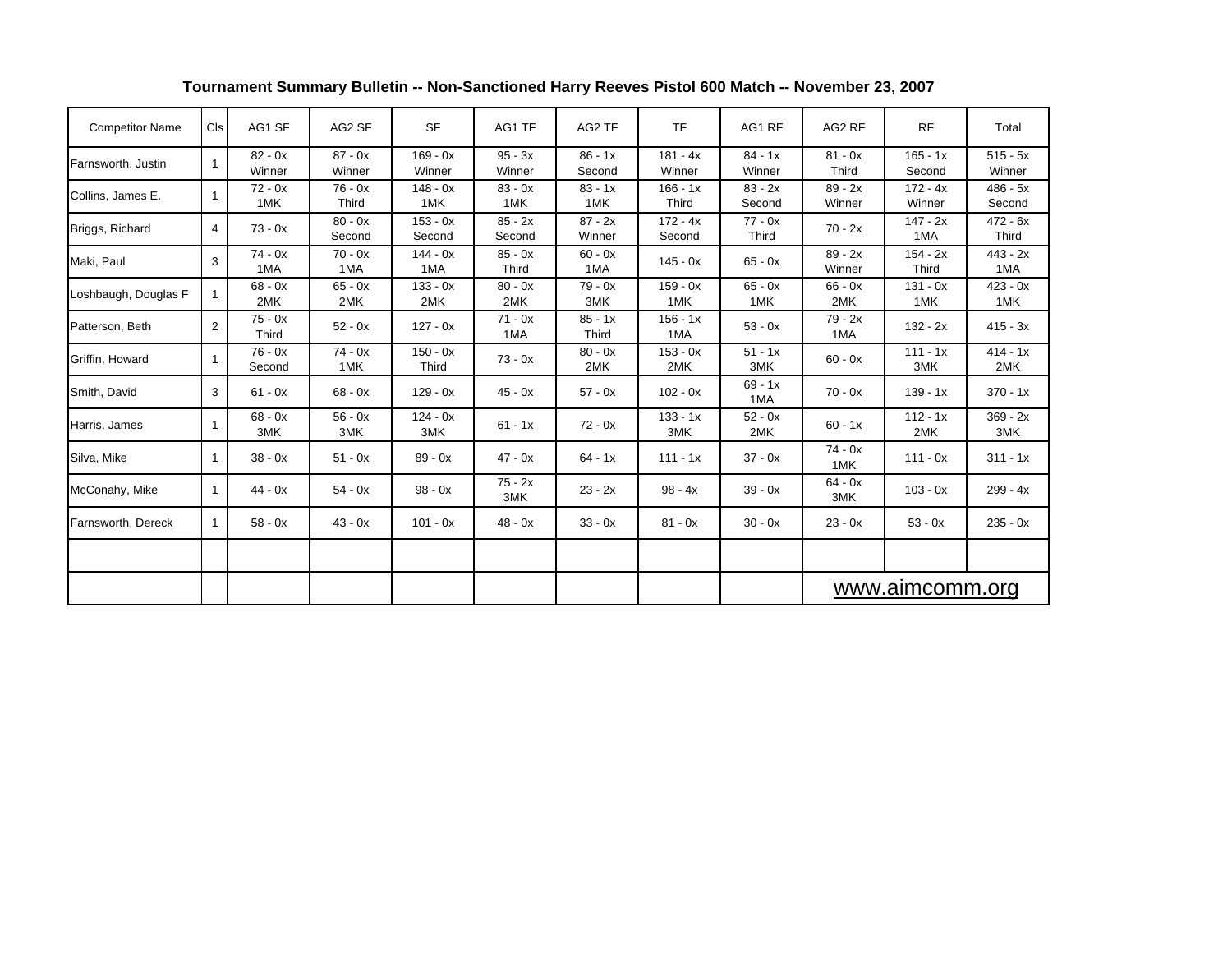**Tournament Summary Bulletin -- Non-Sanctioned Harry Reeves Pistol 600 Match -- November 23, 2007**

| Competitor Name | Cls | AG1 SF | AG2 SF | SF | AG1 TF | AG2 TF | TF | AG1 RF | AG2 RF | RF | Total |
|---|---|---|---|---|---|---|---|---|---|---|---|
| Farnsworth, Justin | 1 | 82 - 0x Winner | 87 - 0x Winner | 169 - 0x Winner | 95 - 3x Winner | 86 - 1x Second | 181 - 4x Winner | 84 - 1x Winner | 81 - 0x Third | 165 - 1x Second | 515 - 5x Winner |
| Collins, James E. | 1 | 72 - 0x 1MK | 76 - 0x Third | 148 - 0x 1MK | 83 - 0x 1MK | 83 - 1x 1MK | 166 - 1x Third | 83 - 2x Second | 89 - 2x Winner | 172 - 4x Winner | 486 - 5x Second |
| Briggs, Richard | 4 | 73 - 0x | 80 - 0x Second | 153 - 0x Second | 85 - 2x Second | 87 - 2x Winner | 172 - 4x Second | 77 - 0x Third | 70 - 2x | 147 - 2x 1MA | 472 - 6x Third |
| Maki, Paul | 3 | 74 - 0x 1MA | 70 - 0x 1MA | 144 - 0x 1MA | 85 - 0x Third | 60 - 0x 1MA | 145 - 0x | 65 - 0x | 89 - 2x Winner | 154 - 2x Third | 443 - 2x 1MA |
| Loshbaugh, Douglas F | 1 | 68 - 0x 2MK | 65 - 0x 2MK | 133 - 0x 2MK | 80 - 0x 2MK | 79 - 0x 3MK | 159 - 0x 1MK | 65 - 0x 1MK | 66 - 0x 2MK | 131 - 0x 1MK | 423 - 0x 1MK |
| Patterson, Beth | 2 | 75 - 0x Third | 52 - 0x | 127 - 0x | 71 - 0x 1MA | 85 - 1x Third | 156 - 1x 1MA | 53 - 0x | 79 - 2x 1MA | 132 - 2x | 415 - 3x |
| Griffin, Howard | 1 | 76 - 0x Second | 74 - 0x 1MK | 150 - 0x Third | 73 - 0x | 80 - 0x 2MK | 153 - 0x 2MK | 51 - 1x 3MK | 60 - 0x | 111 - 1x 3MK | 414 - 1x 2MK |
| Smith, David | 3 | 61 - 0x | 68 - 0x | 129 - 0x | 45 - 0x | 57 - 0x | 102 - 0x | 69 - 1x 1MA | 70 - 0x | 139 - 1x | 370 - 1x |
| Harris, James | 1 | 68 - 0x 3MK | 56 - 0x 3MK | 124 - 0x 3MK | 61 - 1x | 72 - 0x | 133 - 1x 3MK | 52 - 0x 2MK | 60 - 1x | 112 - 1x 2MK | 369 - 2x 3MK |
| Silva, Mike | 1 | 38 - 0x | 51 - 0x | 89 - 0x | 47 - 0x | 64 - 1x | 111 - 1x | 37 - 0x | 74 - 0x 1MK | 111 - 0x | 311 - 1x |
| McConahy, Mike | 1 | 44 - 0x | 54 - 0x | 98 - 0x | 75 - 2x 3MK | 23 - 2x | 98 - 4x | 39 - 0x | 64 - 0x 3MK | 103 - 0x | 299 - 4x |
| Farnsworth, Dereck | 1 | 58 - 0x | 43 - 0x | 101 - 0x | 48 - 0x | 33 - 0x | 81 - 0x | 30 - 0x | 23 - 0x | 53 - 0x | 235 - 0x |
| | | | | | | | | | | | |
| | | | | | | | | | www.aimcomm.org | | |